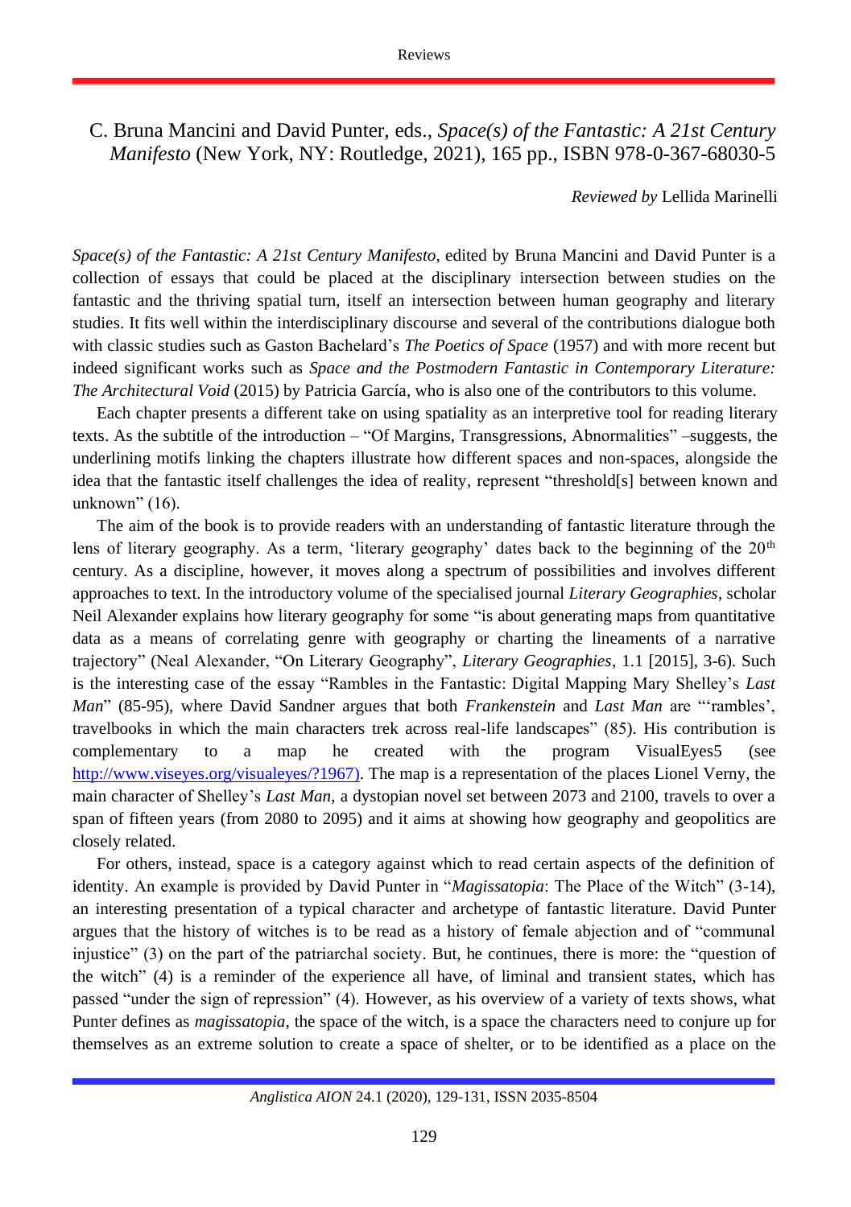# C. Bruna Mancini and David Punter, eds., *Space(s) of the Fantastic: A 21st Century Manifesto* (New York, NY: Routledge, 2021), 165 pp., ISBN 978-0-367-68030-5

*Reviewed by* Lellida Marinelli

*Space(s) of the Fantastic: A 21st Century Manifesto*, edited by Bruna Mancini and David Punter is a collection of essays that could be placed at the disciplinary intersection between studies on the fantastic and the thriving spatial turn, itself an intersection between human geography and literary studies. It fits well within the interdisciplinary discourse and several of the contributions dialogue both with classic studies such as Gaston Bachelard's *The Poetics of Space* (1957) and with more recent but indeed significant works such as *Space and the Postmodern Fantastic in Contemporary Literature: The Architectural Void* (2015) by Patricia García, who is also one of the contributors to this volume.

Each chapter presents a different take on using spatiality as an interpretive tool for reading literary texts. As the subtitle of the introduction – "Of Margins, Transgressions, Abnormalities" –suggests, the underlining motifs linking the chapters illustrate how different spaces and non-spaces, alongside the idea that the fantastic itself challenges the idea of reality, represent "threshold[s] between known and unknown" (16).

The aim of the book is to provide readers with an understanding of fantastic literature through the lens of literary geography. As a term, 'literary geography' dates back to the beginning of the 20th century. As a discipline, however, it moves along a spectrum of possibilities and involves different approaches to text. In the introductory volume of the specialised journal *Literary Geographies*, scholar Neil Alexander explains how literary geography for some "is about generating maps from quantitative data as a means of correlating genre with geography or charting the lineaments of a narrative trajectory" (Neal Alexander, "On Literary Geography", *Literary Geographies*, 1.1 [2015], 3-6). Such is the interesting case of the essay "Rambles in the Fantastic: Digital Mapping Mary Shelley's *Last Man*" (85-95), where David Sandner argues that both *Frankenstein* and *Last Man* are "'rambles', travelbooks in which the main characters trek across real-life landscapes" (85). His contribution is complementary to a map he created with the program VisualEyes5 (see http://www.viseyes.org/visualeyes/?1967). The map is a representation of the places Lionel Verny, the main character of Shelley's *Last Man*, a dystopian novel set between 2073 and 2100, travels to over a span of fifteen years (from 2080 to 2095) and it aims at showing how geography and geopolitics are closely related.

For others, instead, space is a category against which to read certain aspects of the definition of identity. An example is provided by David Punter in "*Magissatopia*: The Place of the Witch" (3-14), an interesting presentation of a typical character and archetype of fantastic literature. David Punter argues that the history of witches is to be read as a history of female abjection and of "communal injustice" (3) on the part of the patriarchal society. But, he continues, there is more: the "question of the witch" (4) is a reminder of the experience all have, of liminal and transient states, which has passed "under the sign of repression" (4). However, as his overview of a variety of texts shows, what Punter defines as *magissatopia*, the space of the witch, is a space the characters need to conjure up for themselves as an extreme solution to create a space of shelter, or to be identified as a place on the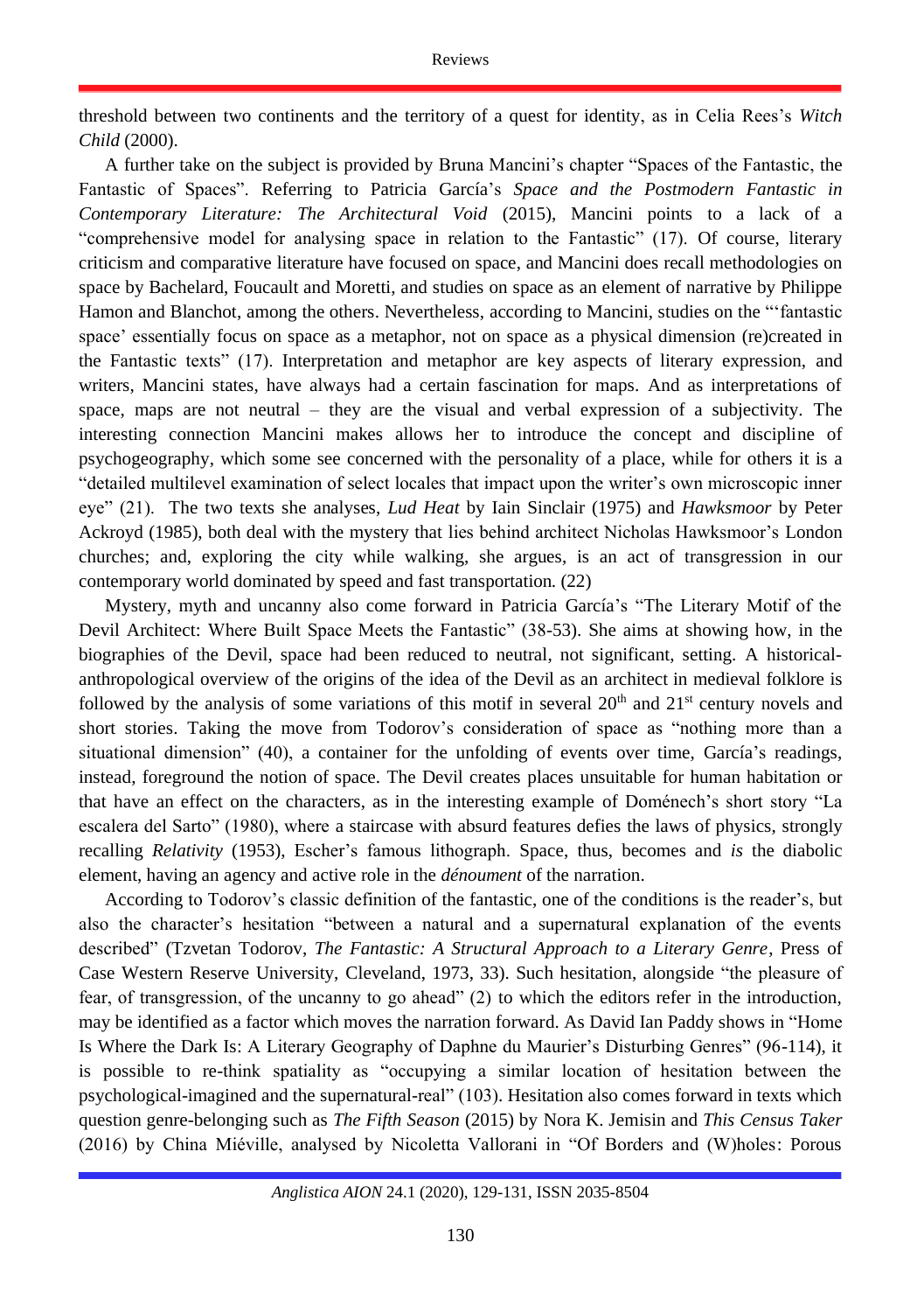threshold between two continents and the territory of a quest for identity, as in Celia Rees's *Witch Child* (2000).

A further take on the subject is provided by Bruna Mancini's chapter "Spaces of the Fantastic, the Fantastic of Spaces". Referring to Patricia García's *Space and the Postmodern Fantastic in Contemporary Literature: The Architectural Void* (2015), Mancini points to a lack of a "comprehensive model for analysing space in relation to the Fantastic" (17). Of course, literary criticism and comparative literature have focused on space, and Mancini does recall methodologies on space by Bachelard, Foucault and Moretti, and studies on space as an element of narrative by Philippe Hamon and Blanchot, among the others. Nevertheless, according to Mancini, studies on the "'fantastic space' essentially focus on space as a metaphor, not on space as a physical dimension (re)created in the Fantastic texts" (17). Interpretation and metaphor are key aspects of literary expression, and writers, Mancini states, have always had a certain fascination for maps. And as interpretations of space, maps are not neutral – they are the visual and verbal expression of a subjectivity. The interesting connection Mancini makes allows her to introduce the concept and discipline of psychogeography, which some see concerned with the personality of a place, while for others it is a "detailed multilevel examination of select locales that impact upon the writer's own microscopic inner eye" (21). The two texts she analyses, *Lud Heat* by Iain Sinclair (1975) and *Hawksmoor* by Peter Ackroyd (1985), both deal with the mystery that lies behind architect Nicholas Hawksmoor's London churches; and, exploring the city while walking, she argues, is an act of transgression in our contemporary world dominated by speed and fast transportation. (22)

Mystery, myth and uncanny also come forward in Patricia García's "The Literary Motif of the Devil Architect: Where Built Space Meets the Fantastic" (38-53). She aims at showing how, in the biographies of the Devil, space had been reduced to neutral, not significant, setting. A historical-anthropological overview of the origins of the idea of the Devil as an architect in medieval folklore is followed by the analysis of some variations of this motif in several 20th and 21st century novels and short stories. Taking the move from Todorov's consideration of space as "nothing more than a situational dimension" (40), a container for the unfolding of events over time, García's readings, instead, foreground the notion of space. The Devil creates places unsuitable for human habitation or that have an effect on the characters, as in the interesting example of Doménech's short story "La escalera del Sarto" (1980), where a staircase with absurd features defies the laws of physics, strongly recalling *Relativity* (1953), Escher's famous lithograph. Space, thus, becomes and *is* the diabolic element, having an agency and active role in the ***dénoument*** of the narration.

According to Todorov's classic definition of the fantastic, one of the conditions is the reader's, but also the character's hesitation "between a natural and a supernatural explanation of the events described" (Tzvetan Todorov, *The Fantastic: A Structural Approach to a Literary Genre*, Press of Case Western Reserve University, Cleveland, 1973, 33). Such hesitation, alongside "the pleasure of fear, of transgression, of the uncanny to go ahead" (2) to which the editors refer in the introduction, may be identified as a factor which moves the narration forward. As David Ian Paddy shows in "Home Is Where the Dark Is: A Literary Geography of Daphne du Maurier's Disturbing Genres" (96-114), it is possible to re-think spatiality as "occupying a similar location of hesitation between the psychological-imagined and the supernatural-real" (103). Hesitation also comes forward in texts which question genre-belonging such as *The Fifth Season* (2015) by Nora K. Jemisin and *This Census Taker* (2016) by China Miéville, analysed by Nicoletta Vallorani in "Of Borders and (W)holes: Porous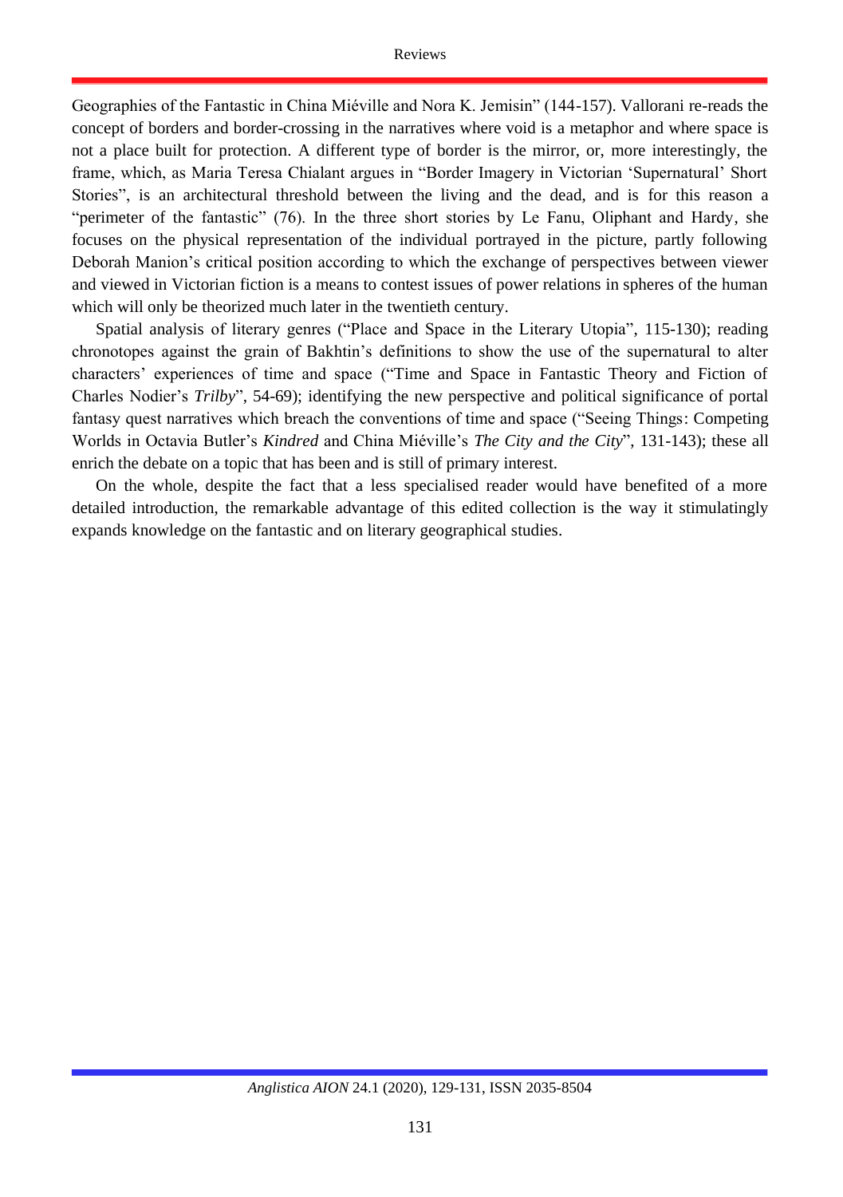Geographies of the Fantastic in China Miéville and Nora K. Jemisin" (144-157). Vallorani re-reads the concept of borders and border-crossing in the narratives where void is a metaphor and where space is not a place built for protection. A different type of border is the mirror, or, more interestingly, the frame, which, as Maria Teresa Chialant argues in "Border Imagery in Victorian 'Supernatural' Short Stories", is an architectural threshold between the living and the dead, and is for this reason a "perimeter of the fantastic" (76). In the three short stories by Le Fanu, Oliphant and Hardy, she focuses on the physical representation of the individual portrayed in the picture, partly following Deborah Manion's critical position according to which the exchange of perspectives between viewer and viewed in Victorian fiction is a means to contest issues of power relations in spheres of the human which will only be theorized much later in the twentieth century.

Spatial analysis of literary genres ("Place and Space in the Literary Utopia", 115-130); reading chronotopes against the grain of Bakhtin's definitions to show the use of the supernatural to alter characters' experiences of time and space ("Time and Space in Fantastic Theory and Fiction of Charles Nodier's *Trilby*", 54-69); identifying the new perspective and political significance of portal fantasy quest narratives which breach the conventions of time and space ("Seeing Things: Competing Worlds in Octavia Butler's *Kindred* and China Miéville's *The City and the City*", 131-143); these all enrich the debate on a topic that has been and is still of primary interest.

On the whole, despite the fact that a less specialised reader would have benefited of a more detailed introduction, the remarkable advantage of this edited collection is the way it stimulatingly expands knowledge on the fantastic and on literary geographical studies.